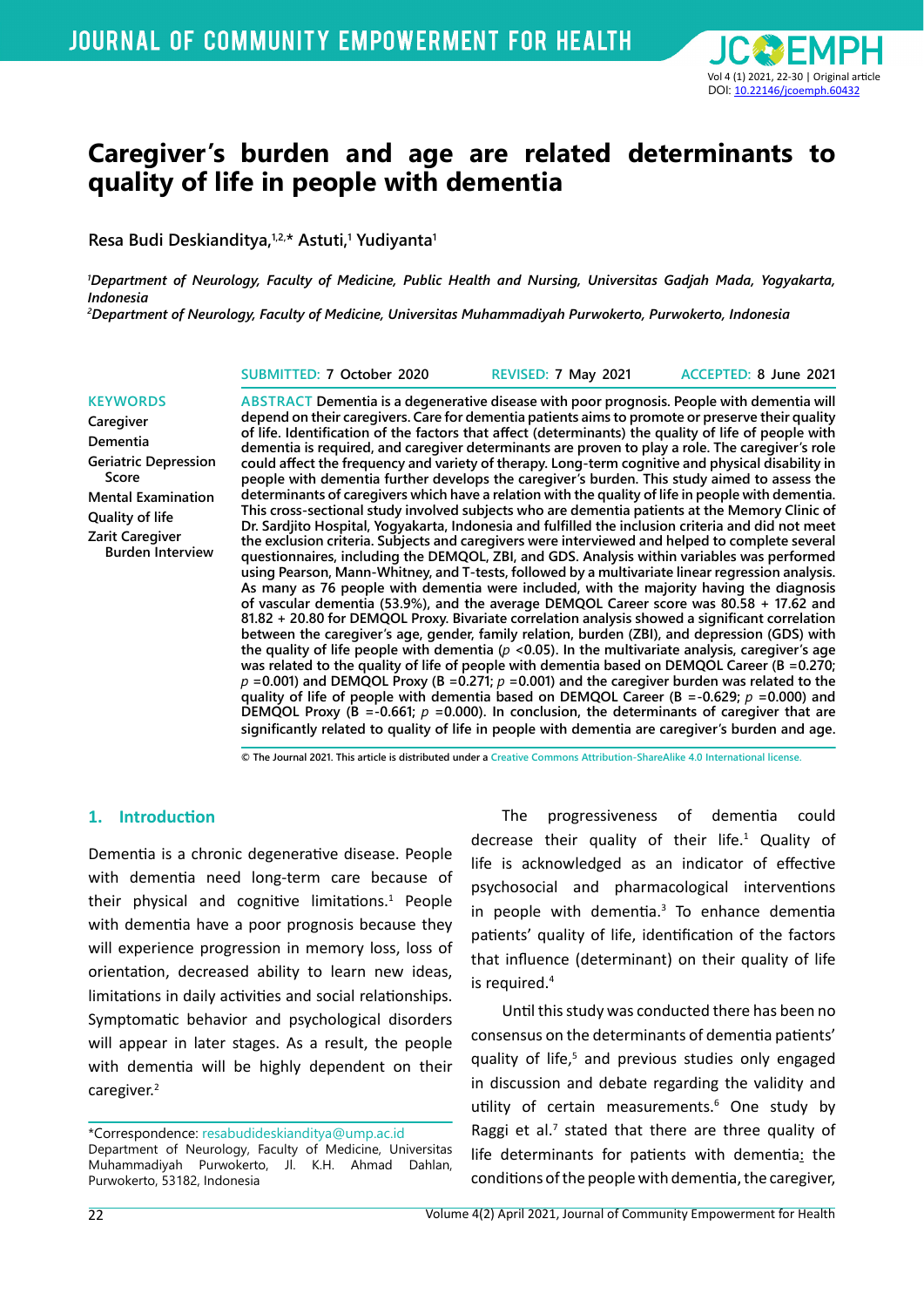# Caregiver's burden and age are related determinants to quality of life in people with dementia

**Resa Budi Deskianditya,[1,2,*] Astuti,[1] Yudiyanta[1]**

*[1]Department of Neurology, Faculty of Medicine, Public Health and Nursing, Universitas Gadjah Mada, Yogyakarta, Indonesia*
*[2]Department of Neurology, Faculty of Medicine, Universitas Muhammadiyah Purwokerto, Purwokerto, Indonesia*

SUBMITTED: 7 October 2020 REVISED: 7 May 2021 ACCEPTED: 8 June 2021

**KEYWORDS**
Caregiver
Dementia
Geriatric Depression Score
Mental Examination
Quality of life
Zarit Caregiver Burden Interview

**ABSTRACT** Dementia is a degenerative disease with poor prognosis. People with dementia will depend on their caregivers. Care for dementia patients aims to promote or preserve their quality of life. Identification of the factors that affect (determinants) the quality of life of people with dementia is required, and caregiver determinants are proven to play a role. The caregiver's role could affect the frequency and variety of therapy. Long-term cognitive and physical disability in people with dementia further develops the caregiver's burden. This study aimed to assess the determinants of caregivers which have a relation with the quality of life in people with dementia. This cross-sectional study involved subjects who are dementia patients at the Memory Clinic of Dr. Sardjito Hospital, Yogyakarta, Indonesia and fulfilled the inclusion criteria and did not meet the exclusion criteria. Subjects and caregivers were interviewed and helped to complete several questionnaires, including the DEMQOL, ZBI, and GDS. Analysis within variables was performed using Pearson, Mann-Whitney, and T-tests, followed by a multivariate linear regression analysis. As many as 76 people with dementia were included, with the majority having the diagnosis of vascular dementia (53.9%), and the average DEMQOL Career score was 80.58 + 17.62 and 81.82 + 20.80 for DEMQOL Proxy. Bivariate correlation analysis showed a significant correlation between the caregiver's age, gender, family relation, burden (ZBI), and depression (GDS) with the quality of life people with dementia ($p$ <0.05). In the multivariate analysis, caregiver's age was related to the quality of life of people with dementia based on DEMQOL Career (B =0.270; $p$ =0.001) and DEMQOL Proxy (B =0.271; $p$ =0.001) and the caregiver burden was related to the quality of life of people with dementia based on DEMQOL Career (B =-0.629; $p$ =0.000) and DEMQOL Proxy (B =-0.661; $p$ =0.000). In conclusion, the determinants of caregiver that are significantly related to quality of life in people with dementia are caregiver's burden and age.

© The Journal 2021. This article is distributed under a Creative Commons Attribution-ShareAlike 4.0 International license.

## 1. Introduction

Dementia is a chronic degenerative disease. People with dementia need long-term care because of their physical and cognitive limitations.[1] People with dementia have a poor prognosis because they will experience progression in memory loss, loss of orientation, decreased ability to learn new ideas, limitations in daily activities and social relationships. Symptomatic behavior and psychological disorders will appear in later stages. As a result, the people with dementia will be highly dependent on their caregiver.[2]

The progressiveness of dementia could decrease their quality of their life.[1] Quality of life is acknowledged as an indicator of effective psychosocial and pharmacological interventions in people with dementia.[3] To enhance dementia patients' quality of life, identification of the factors that influence (determinant) on their quality of life is required.[4]

Until this study was conducted there has been no consensus on the determinants of dementia patients' quality of life,[5] and previous studies only engaged in discussion and debate regarding the validity and utility of certain measurements.[6] One study by Raggi et al.[7] stated that there are three quality of life determinants for patients with dementia: the conditions of the people with dementia, the caregiver,

*Correspondence: resabudideskianditya@ump.ac.id
Department of Neurology, Faculty of Medicine, Universitas Muhammadiyah Purwokerto, Jl. K.H. Ahmad Dahlan, Purwokerto, 53182, Indonesia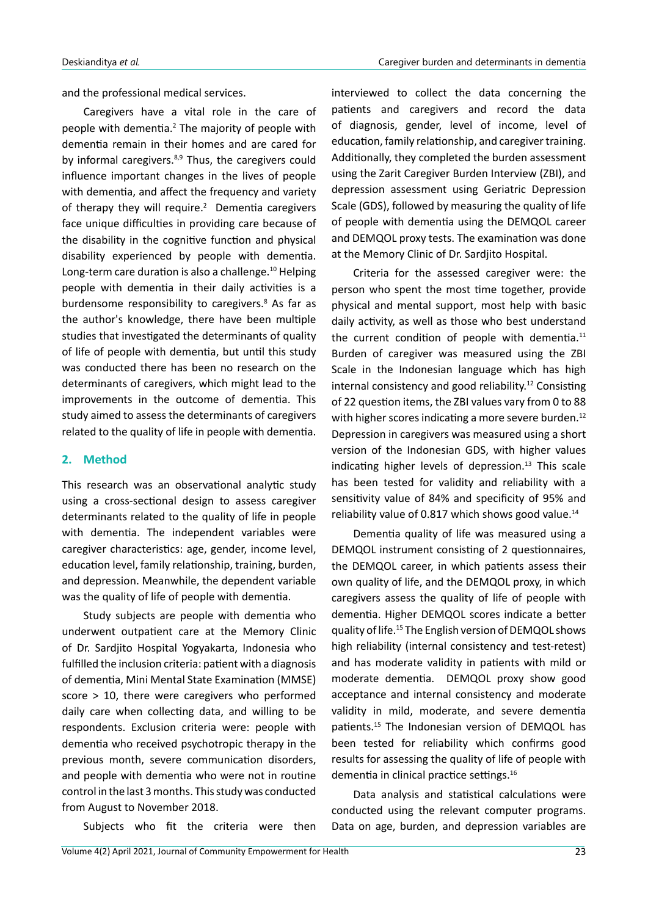and the professional medical services.

Caregivers have a vital role in the care of people with dementia.[2] The majority of people with dementia remain in their homes and are cared for by informal caregivers.[8,9] Thus, the caregivers could influence important changes in the lives of people with dementia, and affect the frequency and variety of therapy they will require.[2] Dementia caregivers face unique difficulties in providing care because of the disability in the cognitive function and physical disability experienced by people with dementia. Long-term care duration is also a challenge.[10] Helping people with dementia in their daily activities is a burdensome responsibility to caregivers.[8] As far as the author's knowledge, there have been multiple studies that investigated the determinants of quality of life of people with dementia, but until this study was conducted there has been no research on the determinants of caregivers, which might lead to the improvements in the outcome of dementia. This study aimed to assess the determinants of caregivers related to the quality of life in people with dementia.

## 2. Method

This research was an observational analytic study using a cross-sectional design to assess caregiver determinants related to the quality of life in people with dementia. The independent variables were caregiver characteristics: age, gender, income level, education level, family relationship, training, burden, and depression. Meanwhile, the dependent variable was the quality of life of people with dementia.

Study subjects are people with dementia who underwent outpatient care at the Memory Clinic of Dr. Sardjito Hospital Yogyakarta, Indonesia who fulfilled the inclusion criteria: patient with a diagnosis of dementia, Mini Mental State Examination (MMSE) score > 10, there were caregivers who performed daily care when collecting data, and willing to be respondents. Exclusion criteria were: people with dementia who received psychotropic therapy in the previous month, severe communication disorders, and people with dementia who were not in routine control in the last 3 months. This study was conducted from August to November 2018.

Subjects who fit the criteria were then interviewed to collect the data concerning the patients and caregivers and record the data of diagnosis, gender, level of income, level of education, family relationship, and caregiver training. Additionally, they completed the burden assessment using the Zarit Caregiver Burden Interview (ZBI), and depression assessment using Geriatric Depression Scale (GDS), followed by measuring the quality of life of people with dementia using the DEMQOL career and DEMQOL proxy tests. The examination was done at the Memory Clinic of Dr. Sardjito Hospital.

Criteria for the assessed caregiver were: the person who spent the most time together, provide physical and mental support, most help with basic daily activity, as well as those who best understand the current condition of people with dementia.[11] Burden of caregiver was measured using the ZBI Scale in the Indonesian language which has high internal consistency and good reliability.[12] Consisting of 22 question items, the ZBI values vary from 0 to 88 with higher scores indicating a more severe burden.[12] Depression in caregivers was measured using a short version of the Indonesian GDS, with higher values indicating higher levels of depression.[13] This scale has been tested for validity and reliability with a sensitivity value of 84% and specificity of 95% and reliability value of 0.817 which shows good value.[14]

Dementia quality of life was measured using a DEMQOL instrument consisting of 2 questionnaires, the DEMQOL career, in which patients assess their own quality of life, and the DEMQOL proxy, in which caregivers assess the quality of life of people with dementia. Higher DEMQOL scores indicate a better quality of life.[15] The English version of DEMQOL shows high reliability (internal consistency and test-retest) and has moderate validity in patients with mild or moderate dementia. DEMQOL proxy show good acceptance and internal consistency and moderate validity in mild, moderate, and severe dementia patients.[15] The Indonesian version of DEMQOL has been tested for reliability which confirms good results for assessing the quality of life of people with dementia in clinical practice settings.[16]

Data analysis and statistical calculations were conducted using the relevant computer programs. Data on age, burden, and depression variables are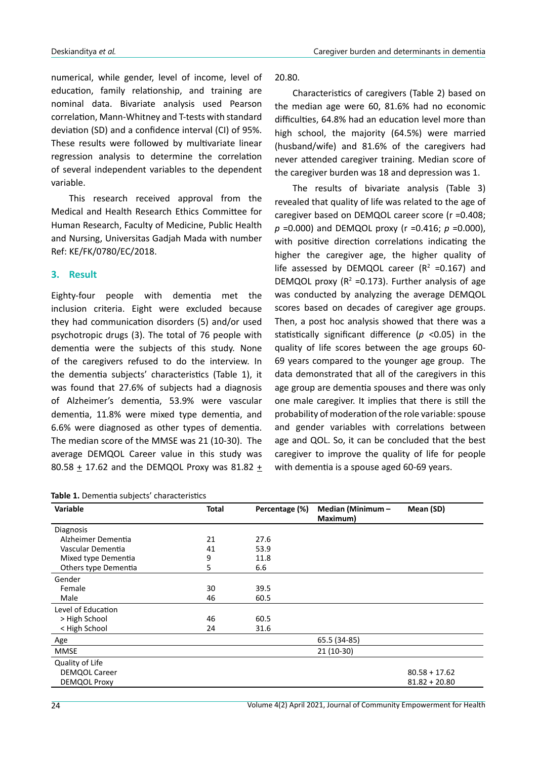numerical, while gender, level of income, level of education, family relationship, and training are nominal data. Bivariate analysis used Pearson correlation, Mann-Whitney and T-tests with standard deviation (SD) and a confidence interval (CI) of 95%. These results were followed by multivariate linear regression analysis to determine the correlation of several independent variables to the dependent variable.

This research received approval from the Medical and Health Research Ethics Committee for Human Research, Faculty of Medicine, Public Health and Nursing, Universitas Gadjah Mada with number Ref: KE/FK/0780/EC/2018.

## 3. Result

Eighty-four people with dementia met the inclusion criteria. Eight were excluded because they had communication disorders (5) and/or used psychotropic drugs (3). The total of 76 people with dementia were the subjects of this study. None of the caregivers refused to do the interview. In the dementia subjects' characteristics (Table 1), it was found that 27.6% of subjects had a diagnosis of Alzheimer's dementia, 53.9% were vascular dementia, 11.8% were mixed type dementia, and 6.6% were diagnosed as other types of dementia. The median score of the MMSE was 21 (10-30). The average DEMQOL Career value in this study was 80.58 ± 17.62 and the DEMQOL Proxy was 81.82 ± 20.80.

Characteristics of caregivers (Table 2) based on the median age were 60, 81.6% had no economic difficulties, 64.8% had an education level more than high school, the majority (64.5%) were married (husband/wife) and 81.6% of the caregivers had never attended caregiver training. Median score of the caregiver burden was 18 and depression was 1.

The results of bivariate analysis (Table 3) revealed that quality of life was related to the age of caregiver based on DEMQOL career score (r =0.408; *p* =0.000) and DEMQOL proxy (r =0.416; *p* =0.000), with positive direction correlations indicating the higher the caregiver age, the higher quality of life assessed by DEMQOL career ($R^2$ =0.167) and DEMQOL proxy ($R^2$ =0.173). Further analysis of age was conducted by analyzing the average DEMQOL scores based on decades of caregiver age groups. Then, a post hoc analysis showed that there was a statistically significant difference ($p$ <0.05) in the quality of life scores between the age groups 60-69 years compared to the younger age group. The data demonstrated that all of the caregivers in this age group are dementia spouses and there was only one male caregiver. It implies that there is still the probability of moderation of the role variable: spouse and gender variables with correlations between age and QOL. So, it can be concluded that the best caregiver to improve the quality of life for people with dementia is a spouse aged 60-69 years.

**Table 1.** Dementia subjects' characteristics

| Variable | Total | Percentage (%) | Median (Minimum – Maximum) | Mean (SD) |
|---|---|---|---|---|
| Diagnosis | | | | |
| Alzheimer Dementia | 21 | 27.6 | | |
| Vascular Dementia | 41 | 53.9 | | |
| Mixed type Dementia | 9 | 11.8 | | |
| Others type Dementia | 5 | 6.6 | | |
| Gender | | | | |
| Female | 30 | 39.5 | | |
| Male | 46 | 60.5 | | |
| Level of Education | | | | |
| > High School | 46 | 60.5 | | |
| < High School | 24 | 31.6 | | |
| Age | | | 65.5 (34-85) | |
| MMSE | | | 21 (10-30) | |
| Quality of Life | | | | |
| DEMQOL Career | | | | 80.58 + 17.62 |
| DEMQOL Proxy | | | | 81.82 + 20.80 |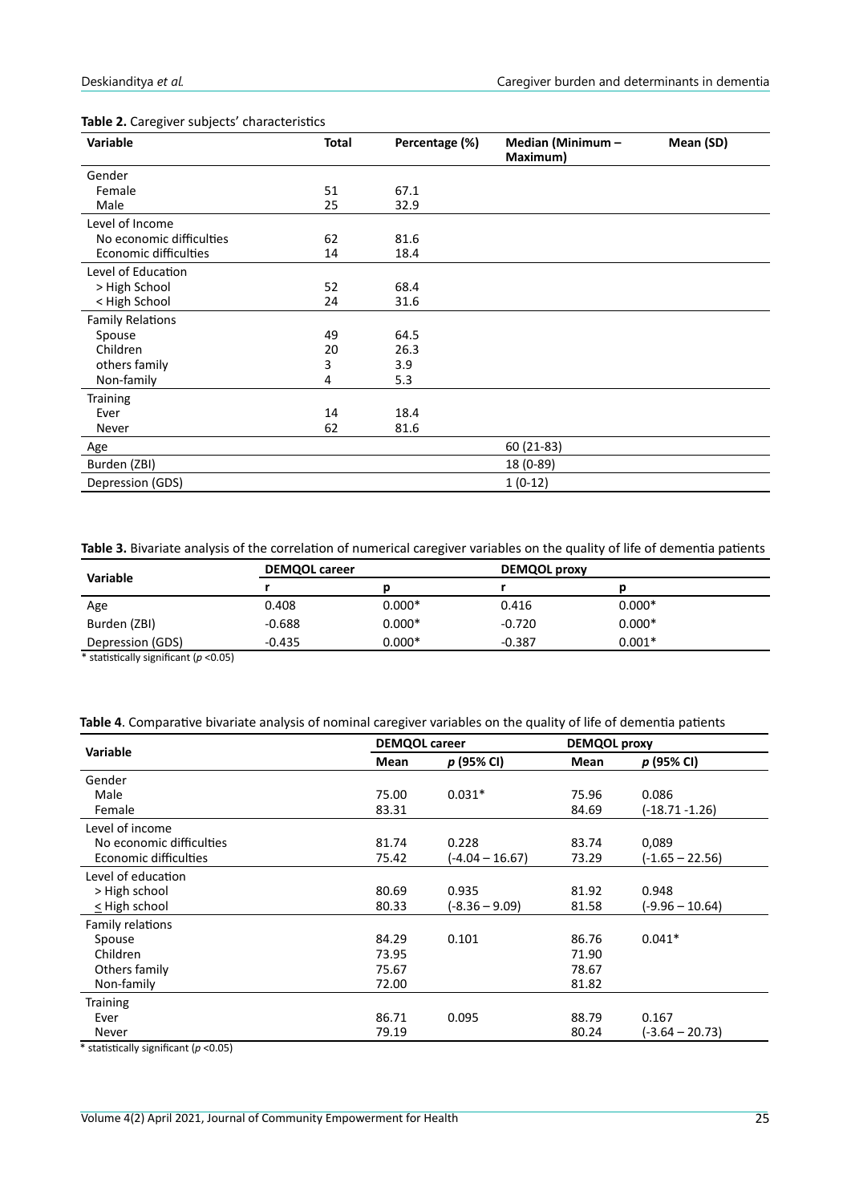**Table 2.** Caregiver subjects' characteristics

| Variable | Total | Percentage (%) | Median (Minimum – Maximum) | Mean (SD) |
|---|---|---|---|---|
| Gender | | | | |
| Female | 51 | 67.1 | | |
| Male | 25 | 32.9 | | |
| Level of Income | | | | |
| No economic difficulties | 62 | 81.6 | | |
| Economic difficulties | 14 | 18.4 | | |
| Level of Education | | | | |
| > High School | 52 | 68.4 | | |
| < High School | 24 | 31.6 | | |
| Family Relations | | | | |
| Spouse | 49 | 64.5 | | |
| Children | 20 | 26.3 | | |
| others family | 3 | 3.9 | | |
| Non-family | 4 | 5.3 | | |
| Training | | | | |
| Ever | 14 | 18.4 | | |
| Never | 62 | 81.6 | | |
| Age | | | 60 (21-83) | |
| Burden (ZBI) | | | 18 (0-89) | |
| Depression (GDS) | | | 1 (0-12) | |

**Table 3.** Bivariate analysis of the correlation of numerical caregiver variables on the quality of life of dementia patients

| Variable | DEMQOL career | | DEMQOL proxy | |
|---|---|---|---|---|
| | r | p | r | p |
| Age | 0.408 | 0.000* | 0.416 | 0.000* |
| Burden (ZBI) | -0.688 | 0.000* | -0.720 | 0.000* |
| Depression (GDS) | -0.435 | 0.000* | -0.387 | 0.001* |

\* statistically significant ($p$ <0.05)

**Table 4**. Comparative bivariate analysis of nominal caregiver variables on the quality of life of dementia patients

| Variable | DEMQOL career | | DEMQOL proxy | |
|---|---|---|---|---|
| | Mean | *p* (95% CI) | Mean | *p* (95% CI) |
| Gender | | | | |
| Male | 75.00 | 0.031* | 75.96 | 0.086 |
| Female | 83.31 | | 84.69 | (-18.71 -1.26) |
| Level of income | | | | |
| No economic difficulties | 81.74 | 0.228 | 83.74 | 0,089 |
| Economic difficulties | 75.42 | (-4.04 – 16.67) | 73.29 | (-1.65 – 22.56) |
| Level of education | | | | |
| > High school | 80.69 | 0.935 | 81.92 | 0.948 |
| ≤ High school | 80.33 | (-8.36 – 9.09) | 81.58 | (-9.96 – 10.64) |
| Family relations | | | | |
| Spouse | 84.29 | 0.101 | 86.76 | 0.041* |
| Children | 73.95 | | 71.90 | |
| Others family | 75.67 | | 78.67 | |
| Non-family | 72.00 | | 81.82 | |
| Training | | | | |
| Ever | 86.71 | 0.095 | 88.79 | 0.167 |
| Never | 79.19 | | 80.24 | (-3.64 – 20.73) |

\* statistically significant ($p$ <0.05)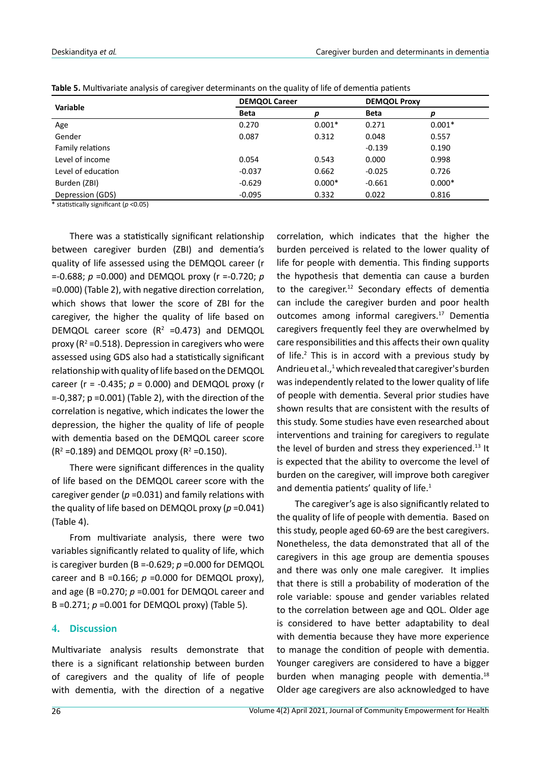**Table 5.** Multivariate analysis of caregiver determinants on the quality of life of dementia patients

| Variable | DEMQOL Career | | DEMQOL Proxy | |
|---|---|---|---|---|
| | **Beta** | ***p*** | **Beta** | ***p*** |
| Age | 0.270 | 0.001* | 0.271 | 0.001* |
| Gender | 0.087 | 0.312 | 0.048 | 0.557 |
| Family relations | | | -0.139 | 0.190 |
| Level of income | 0.054 | 0.543 | 0.000 | 0.998 |
| Level of education | -0.037 | 0.662 | -0.025 | 0.726 |
| Burden (ZBI) | -0.629 | 0.000* | -0.661 | 0.000* |
| Depression (GDS) | -0.095 | 0.332 | 0.022 | 0.816 |

\* statistically significant ($p$ <0.05)

There was a statistically significant relationship between caregiver burden (ZBI) and dementia's quality of life assessed using the DEMQOL career (r =-0.688; $p$ =0.000) and DEMQOL proxy (r =-0.720; $p$ =0.000) (Table 2), with negative direction correlation, which shows that lower the score of ZBI for the caregiver, the higher the quality of life based on DEMQOL career score ($R^2$ =0.473) and DEMQOL proxy ($R^2$ =0.518). Depression in caregivers who were assessed using GDS also had a statistically significant relationship with quality of life based on the DEMQOL career (r = -0.435; $p$ = 0.000) and DEMQOL proxy (r =-0,387; p =0.001) (Table 2), with the direction of the correlation is negative, which indicates the lower the depression, the higher the quality of life of people with dementia based on the DEMQOL career score ($R^2$ =0.189) and DEMQOL proxy ($R^2$ =0.150).

There were significant differences in the quality of life based on the DEMQOL career score with the caregiver gender ($p$ =0.031) and family relations with the quality of life based on DEMQOL proxy ($p$ =0.041) (Table 4).

From multivariate analysis, there were two variables significantly related to quality of life, which is caregiver burden (B =-0.629; $p$ =0.000 for DEMQOL career and B =0.166; $p$ =0.000 for DEMQOL proxy), and age (B =0.270; $p$ =0.001 for DEMQOL career and B =0.271; $p$ =0.001 for DEMQOL proxy) (Table 5).

## 4. Discussion

Multivariate analysis results demonstrate that there is a significant relationship between burden of caregivers and the quality of life of people with dementia, with the direction of a negative correlation, which indicates that the higher the burden perceived is related to the lower quality of life for people with dementia. This finding supports the hypothesis that dementia can cause a burden to the caregiver.[12] Secondary effects of dementia can include the caregiver burden and poor health outcomes among informal caregivers.[17] Dementia caregivers frequently feel they are overwhelmed by care responsibilities and this affects their own quality of life.[2] This is in accord with a previous study by Andrieu et al.,[1] which revealed that caregiver's burden was independently related to the lower quality of life of people with dementia. Several prior studies have shown results that are consistent with the results of this study. Some studies have even researched about interventions and training for caregivers to regulate the level of burden and stress they experienced.[13] It is expected that the ability to overcome the level of burden on the caregiver, will improve both caregiver and dementia patients' quality of life.[1]

The caregiver's age is also significantly related to the quality of life of people with dementia. Based on this study, people aged 60-69 are the best caregivers. Nonetheless, the data demonstrated that all of the caregivers in this age group are dementia spouses and there was only one male caregiver. It implies that there is still a probability of moderation of the role variable: spouse and gender variables related to the correlation between age and QOL. Older age is considered to have better adaptability to deal with dementia because they have more experience to manage the condition of people with dementia. Younger caregivers are considered to have a bigger burden when managing people with dementia.[18] Older age caregivers are also acknowledged to have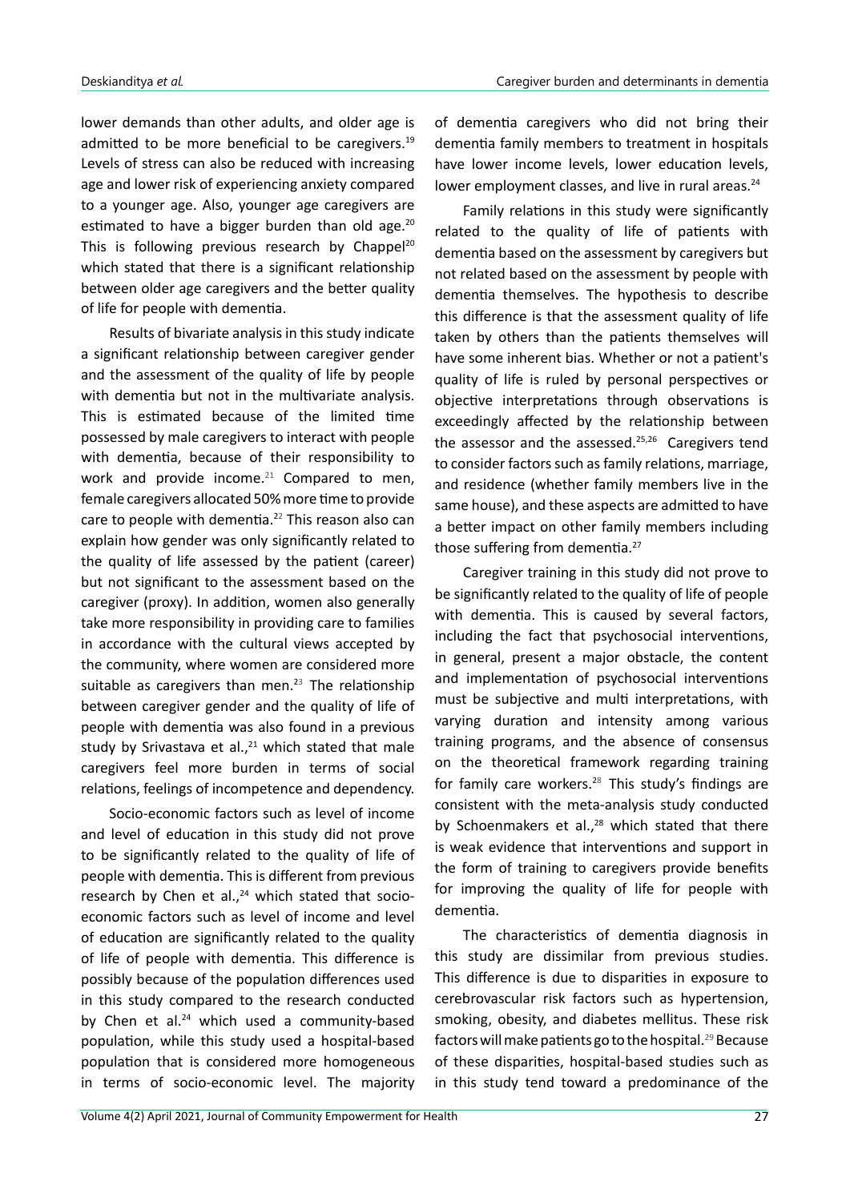lower demands than other adults, and older age is admitted to be more beneficial to be caregivers.[19] Levels of stress can also be reduced with increasing age and lower risk of experiencing anxiety compared to a younger age. Also, younger age caregivers are estimated to have a bigger burden than old age.[20] This is following previous research by Chappel[20] which stated that there is a significant relationship between older age caregivers and the better quality of life for people with dementia.

Results of bivariate analysis in this study indicate a significant relationship between caregiver gender and the assessment of the quality of life by people with dementia but not in the multivariate analysis. This is estimated because of the limited time possessed by male caregivers to interact with people with dementia, because of their responsibility to work and provide income.[21] Compared to men, female caregivers allocated 50% more time to provide care to people with dementia.[22] This reason also can explain how gender was only significantly related to the quality of life assessed by the patient (career) but not significant to the assessment based on the caregiver (proxy). In addition, women also generally take more responsibility in providing care to families in accordance with the cultural views accepted by the community, where women are considered more suitable as caregivers than men.[23] The relationship between caregiver gender and the quality of life of people with dementia was also found in a previous study by Srivastava et al.,[21] which stated that male caregivers feel more burden in terms of social relations, feelings of incompetence and dependency.

Socio-economic factors such as level of income and level of education in this study did not prove to be significantly related to the quality of life of people with dementia. This is different from previous research by Chen et al.,[24] which stated that socio-economic factors such as level of income and level of education are significantly related to the quality of life of people with dementia. This difference is possibly because of the population differences used in this study compared to the research conducted by Chen et al.[24] which used a community-based population, while this study used a hospital-based population that is considered more homogeneous in terms of socio-economic level. The majority of dementia caregivers who did not bring their dementia family members to treatment in hospitals have lower income levels, lower education levels, lower employment classes, and live in rural areas.[24]

Family relations in this study were significantly related to the quality of life of patients with dementia based on the assessment by caregivers but not related based on the assessment by people with dementia themselves. The hypothesis to describe this difference is that the assessment quality of life taken by others than the patients themselves will have some inherent bias. Whether or not a patient's quality of life is ruled by personal perspectives or objective interpretations through observations is exceedingly affected by the relationship between the assessor and the assessed.[25,26] Caregivers tend to consider factors such as family relations, marriage, and residence (whether family members live in the same house), and these aspects are admitted to have a better impact on other family members including those suffering from dementia.[27]

Caregiver training in this study did not prove to be significantly related to the quality of life of people with dementia. This is caused by several factors, including the fact that psychosocial interventions, in general, present a major obstacle, the content and implementation of psychosocial interventions must be subjective and multi interpretations, with varying duration and intensity among various training programs, and the absence of consensus on the theoretical framework regarding training for family care workers.[28] This study's findings are consistent with the meta-analysis study conducted by Schoenmakers et al.,[28] which stated that there is weak evidence that interventions and support in the form of training to caregivers provide benefits for improving the quality of life for people with dementia.

The characteristics of dementia diagnosis in this study are dissimilar from previous studies. This difference is due to disparities in exposure to cerebrovascular risk factors such as hypertension, smoking, obesity, and diabetes mellitus. These risk factors will make patients go to the hospital.[29] Because of these disparities, hospital-based studies such as in this study tend toward a predominance of the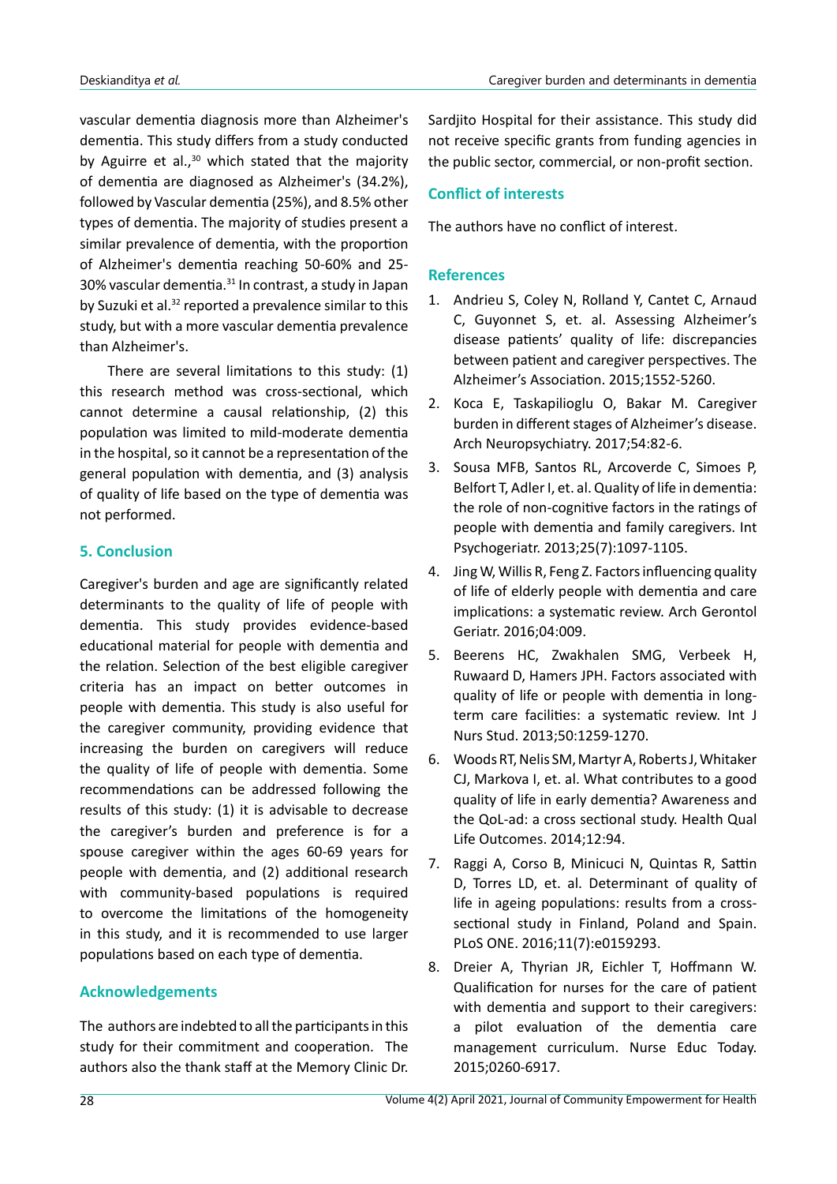vascular dementia diagnosis more than Alzheimer's dementia. This study differs from a study conducted by Aguirre et al.,[30] which stated that the majority of dementia are diagnosed as Alzheimer's (34.2%), followed by Vascular dementia (25%), and 8.5% other types of dementia. The majority of studies present a similar prevalence of dementia, with the proportion of Alzheimer's dementia reaching 50-60% and 25-30% vascular dementia.[31] In contrast, a study in Japan by Suzuki et al.[32] reported a prevalence similar to this study, but with a more vascular dementia prevalence than Alzheimer's.

There are several limitations to this study: (1) this research method was cross-sectional, which cannot determine a causal relationship, (2) this population was limited to mild-moderate dementia in the hospital, so it cannot be a representation of the general population with dementia, and (3) analysis of quality of life based on the type of dementia was not performed.

## 5. Conclusion

Caregiver's burden and age are significantly related determinants to the quality of life of people with dementia. This study provides evidence-based educational material for people with dementia and the relation. Selection of the best eligible caregiver criteria has an impact on better outcomes in people with dementia. This study is also useful for the caregiver community, providing evidence that increasing the burden on caregivers will reduce the quality of life of people with dementia. Some recommendations can be addressed following the results of this study: (1) it is advisable to decrease the caregiver's burden and preference is for a spouse caregiver within the ages 60-69 years for people with dementia, and (2) additional research with community-based populations is required to overcome the limitations of the homogeneity in this study, and it is recommended to use larger populations based on each type of dementia.

## Acknowledgements

The authors are indebted to all the participants in this study for their commitment and cooperation. The authors also the thank staff at the Memory Clinic Dr. Sardjito Hospital for their assistance. This study did not receive specific grants from funding agencies in the public sector, commercial, or non-profit section.

## Conflict of interests

The authors have no conflict of interest.

## References

1. Andrieu S, Coley N, Rolland Y, Cantet C, Arnaud C, Guyonnet S, et. al. Assessing Alzheimer's disease patients' quality of life: discrepancies between patient and caregiver perspectives. The Alzheimer's Association. 2015;1552-5260.
2. Koca E, Taskapilioglu O, Bakar M. Caregiver burden in different stages of Alzheimer's disease. Arch Neuropsychiatry. 2017;54:82-6.
3. Sousa MFB, Santos RL, Arcoverde C, Simoes P, Belfort T, Adler I, et. al. Quality of life in dementia: the role of non-cognitive factors in the ratings of people with dementia and family caregivers. Int Psychogeriatr. 2013;25(7):1097-1105.
4. Jing W, Willis R, Feng Z. Factors influencing quality of life of elderly people with dementia and care implications: a systematic review. Arch Gerontol Geriatr. 2016;04:009.
5. Beerens HC, Zwakhalen SMG, Verbeek H, Ruwaard D, Hamers JPH. Factors associated with quality of life or people with dementia in long-term care facilities: a systematic review. Int J Nurs Stud. 2013;50:1259-1270.
6. Woods RT, Nelis SM, Martyr A, Roberts J, Whitaker CJ, Markova I, et. al. What contributes to a good quality of life in early dementia? Awareness and the QoL-ad: a cross sectional study. Health Qual Life Outcomes. 2014;12:94.
7. Raggi A, Corso B, Minicuci N, Quintas R, Sattin D, Torres LD, et. al. Determinant of quality of life in ageing populations: results from a cross-sectional study in Finland, Poland and Spain. PLoS ONE. 2016;11(7):e0159293.
8. Dreier A, Thyrian JR, Eichler T, Hoffmann W. Qualification for nurses for the care of patient with dementia and support to their caregivers: a pilot evaluation of the dementia care management curriculum. Nurse Educ Today. 2015;0260-6917.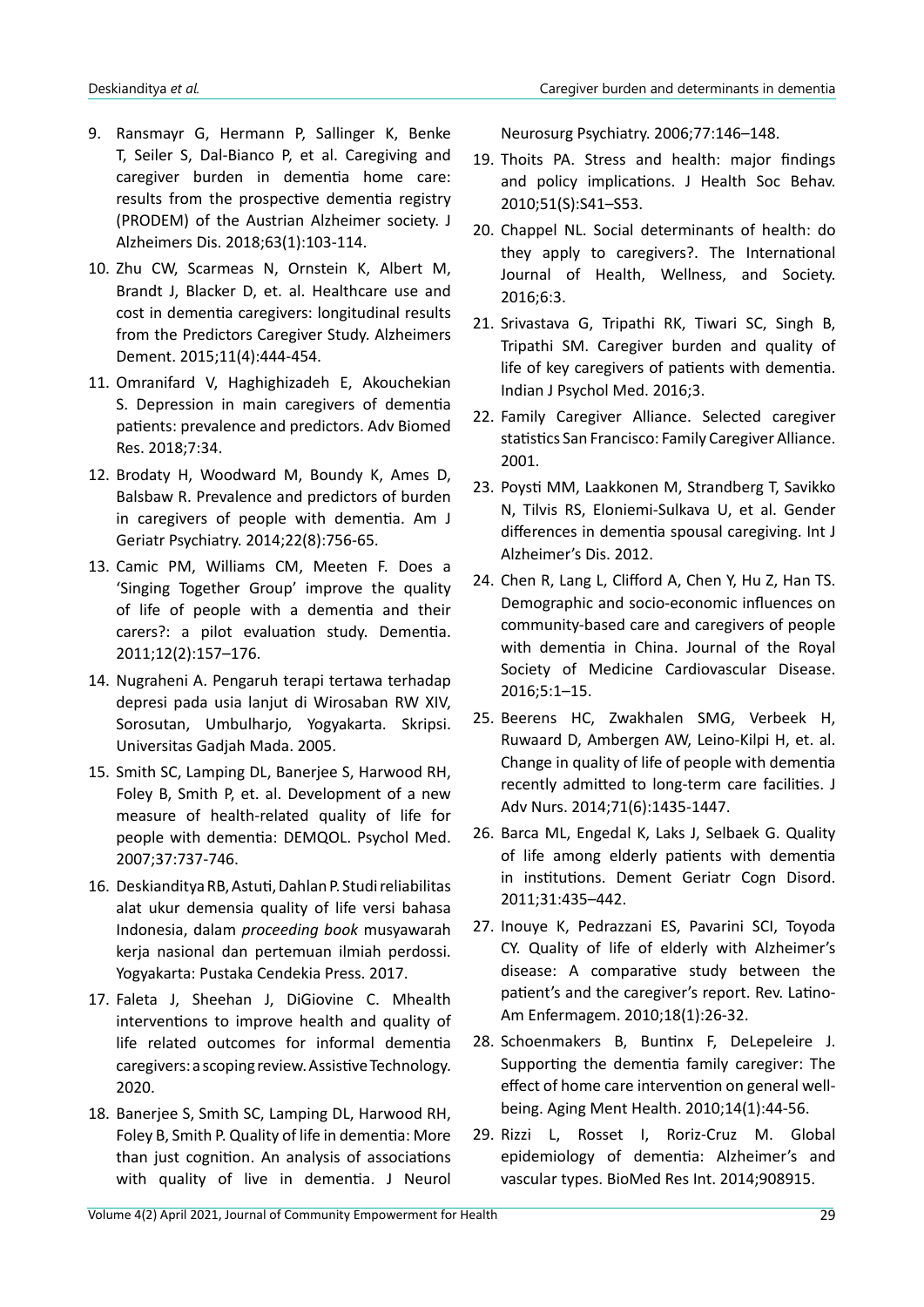9. Ransmayr G, Hermann P, Sallinger K, Benke T, Seiler S, Dal-Bianco P, et al. Caregiving and caregiver burden in dementia home care: results from the prospective dementia registry (PRODEM) of the Austrian Alzheimer society. J Alzheimers Dis. 2018;63(1):103-114.
10. Zhu CW, Scarmeas N, Ornstein K, Albert M, Brandt J, Blacker D, et. al. Healthcare use and cost in dementia caregivers: longitudinal results from the Predictors Caregiver Study. Alzheimers Dement. 2015;11(4):444-454.
11. Omranifard V, Haghighizadeh E, Akouchekian S. Depression in main caregivers of dementia patients: prevalence and predictors. Adv Biomed Res. 2018;7:34.
12. Brodaty H, Woodward M, Boundy K, Ames D, Balsbaw R. Prevalence and predictors of burden in caregivers of people with dementia. Am J Geriatr Psychiatry. 2014;22(8):756-65.
13. Camic PM, Williams CM, Meeten F. Does a 'Singing Together Group' improve the quality of life of people with a dementia and their carers?: a pilot evaluation study. Dementia. 2011;12(2):157–176.
14. Nugraheni A. Pengaruh terapi tertawa terhadap depresi pada usia lanjut di Wirosaban RW XIV, Sorosutan, Umbulharjo, Yogyakarta. Skripsi. Universitas Gadjah Mada. 2005.
15. Smith SC, Lamping DL, Banerjee S, Harwood RH, Foley B, Smith P, et. al. Development of a new measure of health-related quality of life for people with dementia: DEMQOL. Psychol Med. 2007;37:737-746.
16. Deskianditya RB, Astuti, Dahlan P. Studi reliabilitas alat ukur demensia quality of life versi bahasa Indonesia, dalam *proceeding book* musyawarah kerja nasional dan pertemuan ilmiah perdossi. Yogyakarta: Pustaka Cendekia Press. 2017.
17. Faleta J, Sheehan J, DiGiovine C. Mhealth interventions to improve health and quality of life related outcomes for informal dementia caregivers: a scoping review. Assistive Technology. 2020.
18. Banerjee S, Smith SC, Lamping DL, Harwood RH, Foley B, Smith P. Quality of life in dementia: More than just cognition. An analysis of associations with quality of live in dementia. J Neurol Neurosurg Psychiatry. 2006;77:146–148.
19. Thoits PA. Stress and health: major findings and policy implications. J Health Soc Behav. 2010;51(S):S41–S53.
20. Chappel NL. Social determinants of health: do they apply to caregivers?. The International Journal of Health, Wellness, and Society. 2016;6:3.
21. Srivastava G, Tripathi RK, Tiwari SC, Singh B, Tripathi SM. Caregiver burden and quality of life of key caregivers of patients with dementia. Indian J Psychol Med. 2016;3.
22. Family Caregiver Alliance. Selected caregiver statistics San Francisco: Family Caregiver Alliance. 2001.
23. Poysti MM, Laakkonen M, Strandberg T, Savikko N, Tilvis RS, Eloniemi-Sulkava U, et al. Gender differences in dementia spousal caregiving. Int J Alzheimer's Dis. 2012.
24. Chen R, Lang L, Clifford A, Chen Y, Hu Z, Han TS. Demographic and socio-economic influences on community-based care and caregivers of people with dementia in China. Journal of the Royal Society of Medicine Cardiovascular Disease. 2016;5:1–15.
25. Beerens HC, Zwakhalen SMG, Verbeek H, Ruwaard D, Ambergen AW, Leino-Kilpi H, et. al. Change in quality of life of people with dementia recently admitted to long-term care facilities. J Adv Nurs. 2014;71(6):1435-1447.
26. Barca ML, Engedal K, Laks J, Selbaek G. Quality of life among elderly patients with dementia in institutions. Dement Geriatr Cogn Disord. 2011;31:435–442.
27. Inouye K, Pedrazzani ES, Pavarini SCI, Toyoda CY. Quality of life of elderly with Alzheimer's disease: A comparative study between the patient's and the caregiver's report. Rev. Latino-Am Enfermagem. 2010;18(1):26-32.
28. Schoenmakers B, Buntinx F, DeLepeleire J. Supporting the dementia family caregiver: The effect of home care intervention on general well-being. Aging Ment Health. 2010;14(1):44-56.
29. Rizzi L, Rosset I, Roriz-Cruz M. Global epidemiology of dementia: Alzheimer's and vascular types. BioMed Res Int. 2014;908915.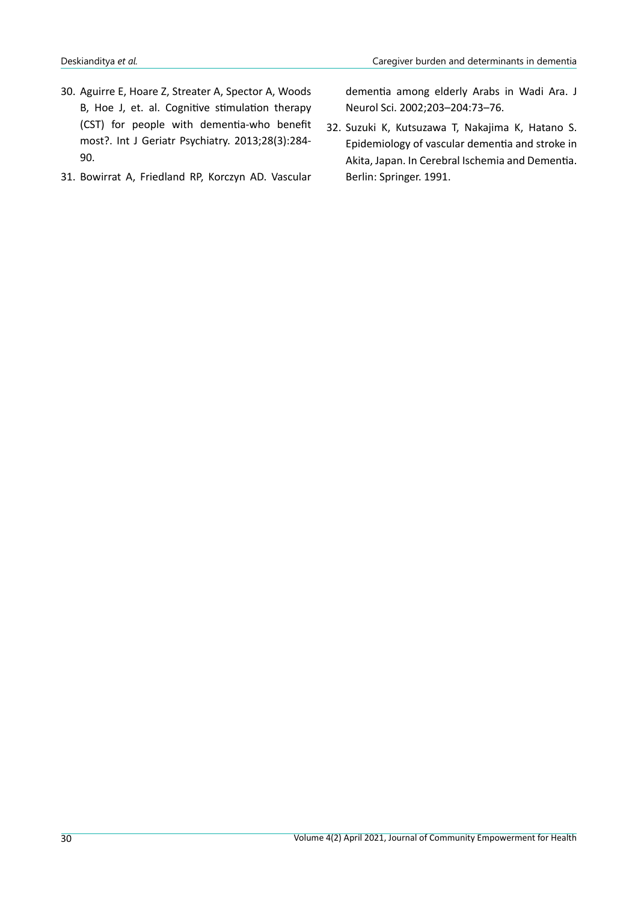30. Aguirre E, Hoare Z, Streater A, Spector A, Woods B, Hoe J, et. al. Cognitive stimulation therapy (CST) for people with dementia-who benefit most?. Int J Geriatr Psychiatry. 2013;28(3):284-90.
31. Bowirrat A, Friedland RP, Korczyn AD. Vascular dementia among elderly Arabs in Wadi Ara. J Neurol Sci. 2002;203–204:73–76.
32. Suzuki K, Kutsuzawa T, Nakajima K, Hatano S. Epidemiology of vascular dementia and stroke in Akita, Japan. In Cerebral Ischemia and Dementia. Berlin: Springer. 1991.